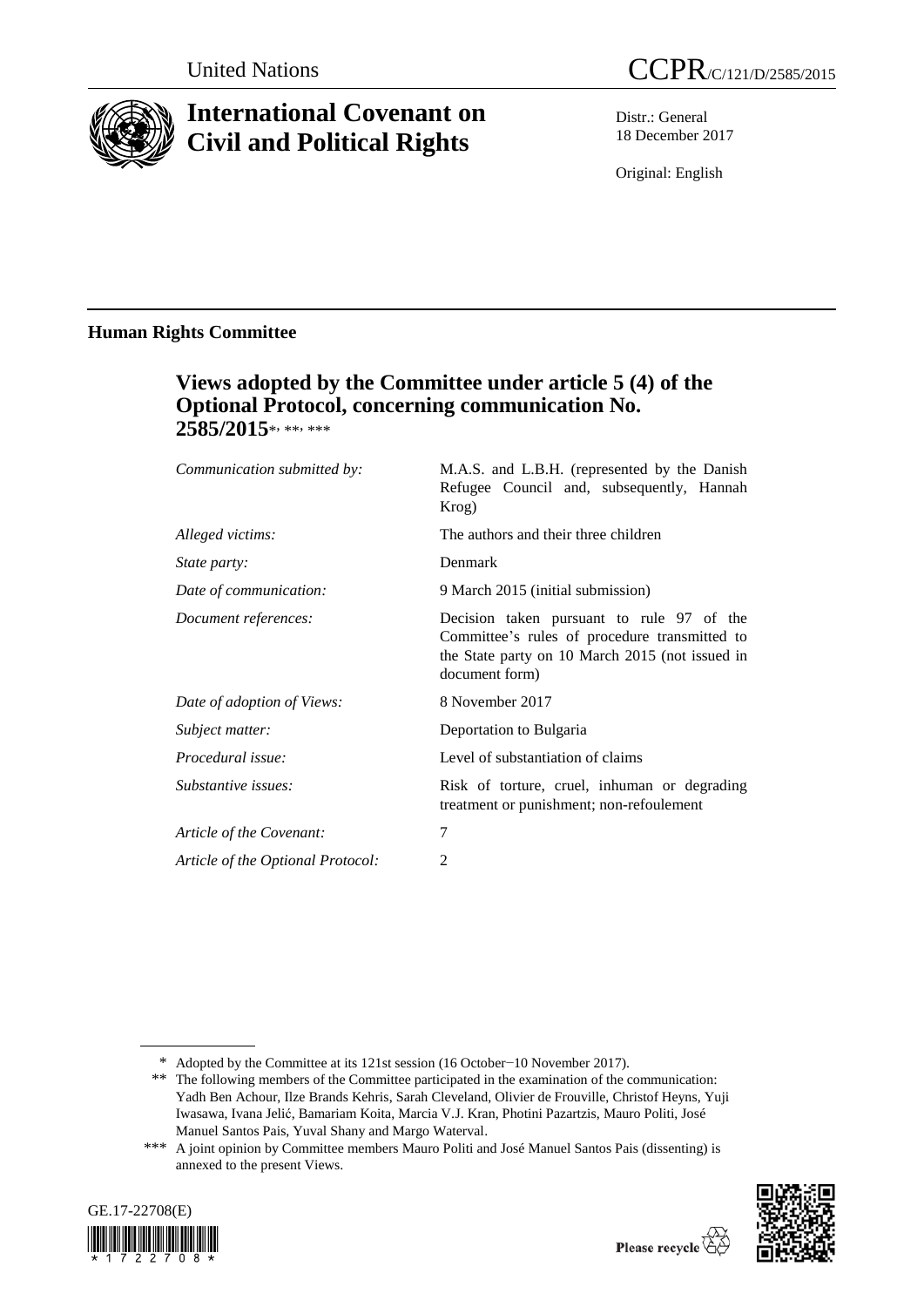United Nations

CCPR/C/121/D/2585/2015

# International Covenant on Civil and Political Rights

Distr.: General
18 December 2017

Original: English

## Human Rights Committee

### Views adopted by the Committee under article 5 (4) of the Optional Protocol, concerning communication No. 2585/2015*, **, ***

| | |
|---|---|
| *Communication submitted by:* | M.A.S. and L.B.H. (represented by the Danish Refugee Council and, subsequently, Hannah Krog) |
| *Alleged victims:* | The authors and their three children |
| *State party:* | Denmark |
| *Date of communication:* | 9 March 2015 (initial submission) |
| *Document references:* | Decision taken pursuant to rule 97 of the Committee's rules of procedure transmitted to the State party on 10 March 2015 (not issued in document form) |
| *Date of adoption of Views:* | 8 November 2017 |
| *Subject matter:* | Deportation to Bulgaria |
| *Procedural issue:* | Level of substantiation of claims |
| *Substantive issues:* | Risk of torture, cruel, inhuman or degrading treatment or punishment; non-refoulement |
| *Article of the Covenant:* | 7 |
| *Article of the Optional Protocol:* | 2 |

\* Adopted by the Committee at its 121st session (16 October−10 November 2017).

\*\* The following members of the Committee participated in the examination of the communication: Yadh Ben Achour, Ilze Brands Kehris, Sarah Cleveland, Olivier de Frouville, Christof Heyns, Yuji Iwasawa, Ivana Jelić, Bamariam Koita, Marcia V.J. Kran, Photini Pazartzis, Mauro Politi, José Manuel Santos Pais, Yuval Shany and Margo Waterval.

\*\*\* A joint opinion by Committee members Mauro Politi and José Manuel Santos Pais (dissenting) is annexed to the present Views.

GE.17-22708(E)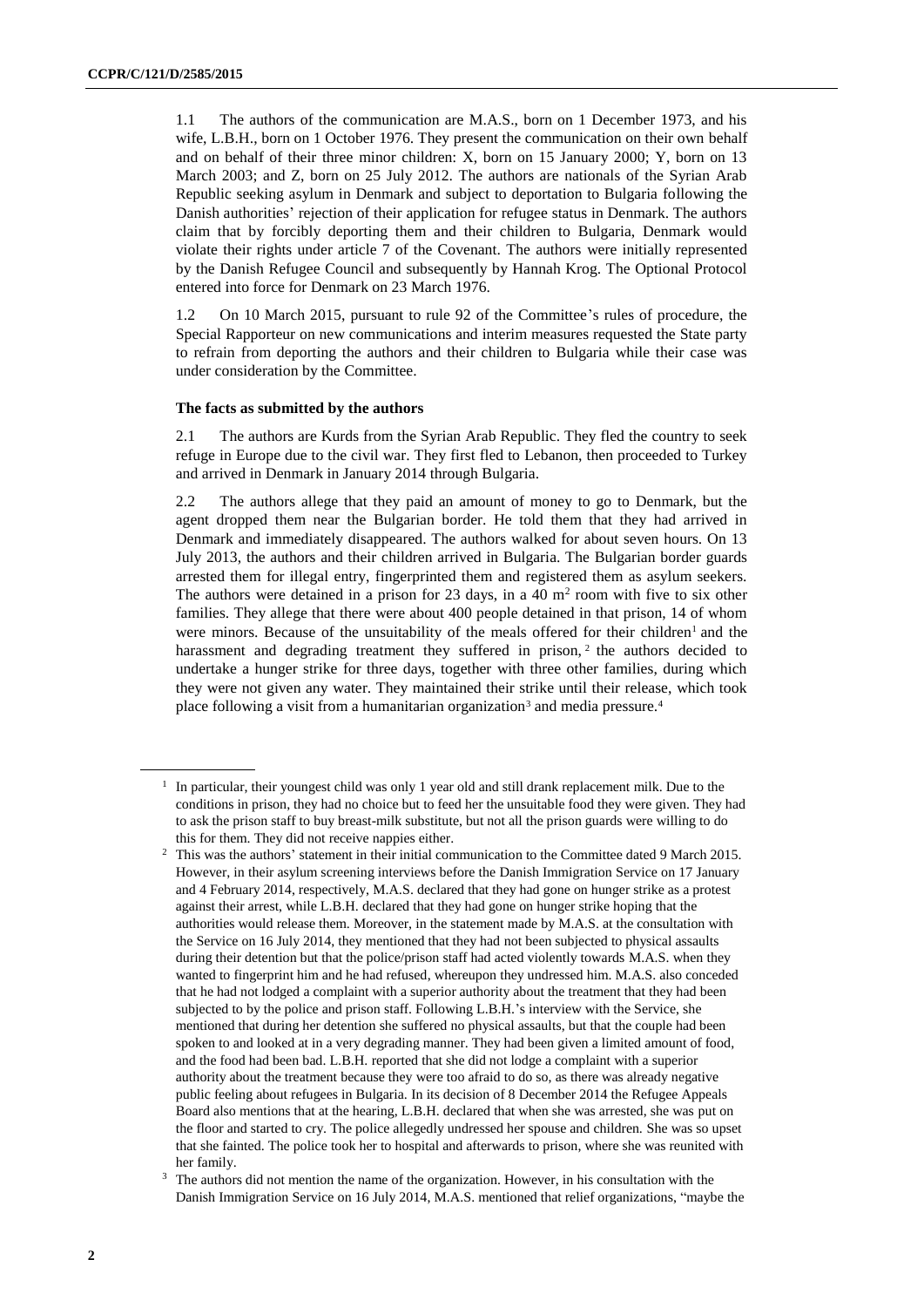1.1 The authors of the communication are M.A.S., born on 1 December 1973, and his wife, L.B.H., born on 1 October 1976. They present the communication on their own behalf and on behalf of their three minor children: X, born on 15 January 2000; Y, born on 13 March 2003; and Z, born on 25 July 2012. The authors are nationals of the Syrian Arab Republic seeking asylum in Denmark and subject to deportation to Bulgaria following the Danish authorities' rejection of their application for refugee status in Denmark. The authors claim that by forcibly deporting them and their children to Bulgaria, Denmark would violate their rights under article 7 of the Covenant. The authors were initially represented by the Danish Refugee Council and subsequently by Hannah Krog. The Optional Protocol entered into force for Denmark on 23 March 1976.

1.2 On 10 March 2015, pursuant to rule 92 of the Committee's rules of procedure, the Special Rapporteur on new communications and interim measures requested the State party to refrain from deporting the authors and their children to Bulgaria while their case was under consideration by the Committee.

### The facts as submitted by the authors

2.1 The authors are Kurds from the Syrian Arab Republic. They fled the country to seek refuge in Europe due to the civil war. They first fled to Lebanon, then proceeded to Turkey and arrived in Denmark in January 2014 through Bulgaria.

2.2 The authors allege that they paid an amount of money to go to Denmark, but the agent dropped them near the Bulgarian border. He told them that they had arrived in Denmark and immediately disappeared. The authors walked for about seven hours. On 13 July 2013, the authors and their children arrived in Bulgaria. The Bulgarian border guards arrested them for illegal entry, fingerprinted them and registered them as asylum seekers. The authors were detained in a prison for 23 days, in a 40 $m^2$ room with five to six other families. They allege that there were about 400 people detained in that prison, 14 of whom were minors. Because of the unsuitability of the meals offered for their children[1] and the harassment and degrading treatment they suffered in prison,[2] the authors decided to undertake a hunger strike for three days, together with three other families, during which they were not given any water. They maintained their strike until their release, which took place following a visit from a humanitarian organization[3] and media pressure.[4]

---

[1] In particular, their youngest child was only 1 year old and still drank replacement milk. Due to the conditions in prison, they had no choice but to feed her the unsuitable food they were given. They had to ask the prison staff to buy breast-milk substitute, but not all the prison guards were willing to do this for them. They did not receive nappies either.

[2] This was the authors' statement in their initial communication to the Committee dated 9 March 2015. However, in their asylum screening interviews before the Danish Immigration Service on 17 January and 4 February 2014, respectively, M.A.S. declared that they had gone on hunger strike as a protest against their arrest, while L.B.H. declared that they had gone on hunger strike hoping that the authorities would release them. Moreover, in the statement made by M.A.S. at the consultation with the Service on 16 July 2014, they mentioned that they had not been subjected to physical assaults during their detention but that the police/prison staff had acted violently towards M.A.S. when they wanted to fingerprint him and he had refused, whereupon they undressed him. M.A.S. also conceded that he had not lodged a complaint with a superior authority about the treatment that they had been subjected to by the police and prison staff. Following L.B.H.'s interview with the Service, she mentioned that during her detention she suffered no physical assaults, but that the couple had been spoken to and looked at in a very degrading manner. They had been given a limited amount of food, and the food had been bad. L.B.H. reported that she did not lodge a complaint with a superior authority about the treatment because they were too afraid to do so, as there was already negative public feeling about refugees in Bulgaria. In its decision of 8 December 2014 the Refugee Appeals Board also mentions that at the hearing, L.B.H. declared that when she was arrested, she was put on the floor and started to cry. The police allegedly undressed her spouse and children. She was so upset that she fainted. The police took her to hospital and afterwards to prison, where she was reunited with her family.

[3] The authors did not mention the name of the organization. However, in his consultation with the Danish Immigration Service on 16 July 2014, M.A.S. mentioned that relief organizations, "maybe the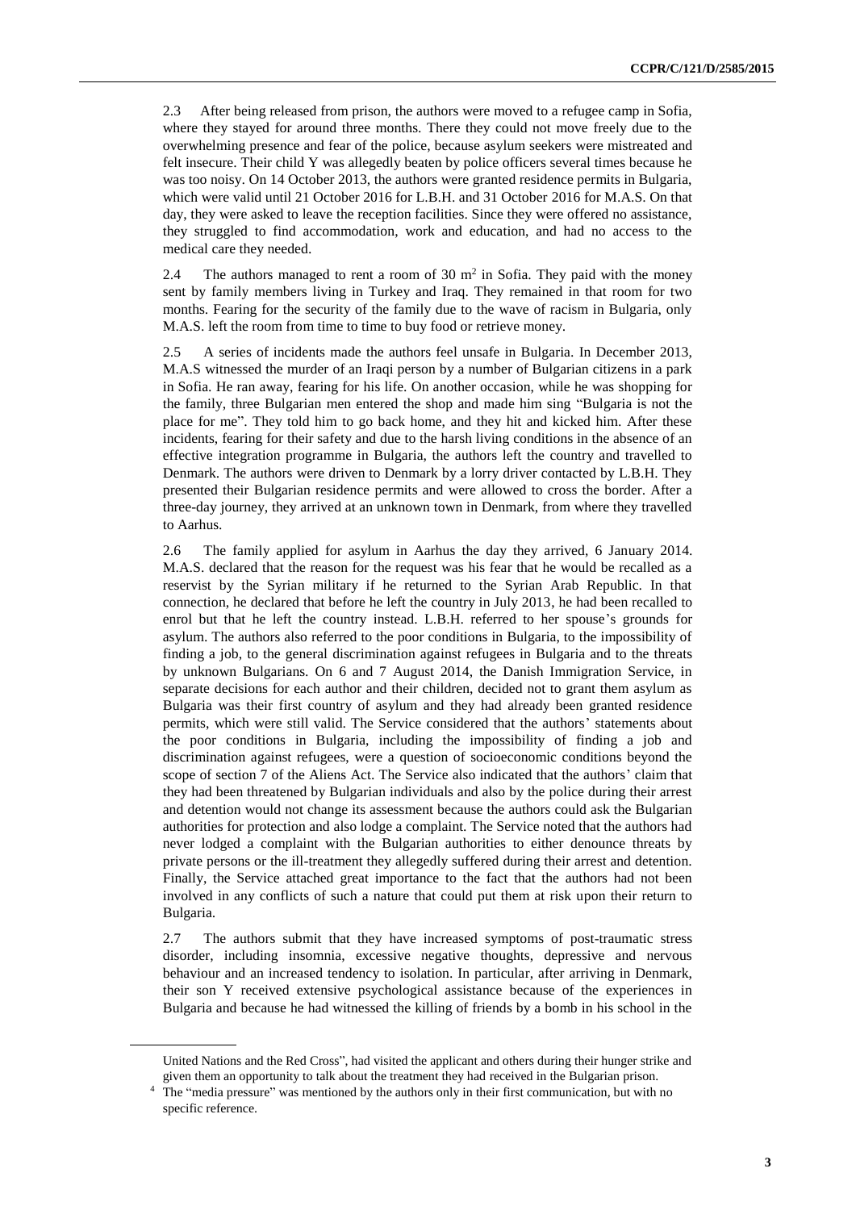2.3 After being released from prison, the authors were moved to a refugee camp in Sofia, where they stayed for around three months. There they could not move freely due to the overwhelming presence and fear of the police, because asylum seekers were mistreated and felt insecure. Their child Y was allegedly beaten by police officers several times because he was too noisy. On 14 October 2013, the authors were granted residence permits in Bulgaria, which were valid until 21 October 2016 for L.B.H. and 31 October 2016 for M.A.S. On that day, they were asked to leave the reception facilities. Since they were offered no assistance, they struggled to find accommodation, work and education, and had no access to the medical care they needed.

2.4 The authors managed to rent a room of 30 $m^2$ in Sofia. They paid with the money sent by family members living in Turkey and Iraq. They remained in that room for two months. Fearing for the security of the family due to the wave of racism in Bulgaria, only M.A.S. left the room from time to time to buy food or retrieve money.

2.5 A series of incidents made the authors feel unsafe in Bulgaria. In December 2013, M.A.S witnessed the murder of an Iraqi person by a number of Bulgarian citizens in a park in Sofia. He ran away, fearing for his life. On another occasion, while he was shopping for the family, three Bulgarian men entered the shop and made him sing "Bulgaria is not the place for me". They told him to go back home, and they hit and kicked him. After these incidents, fearing for their safety and due to the harsh living conditions in the absence of an effective integration programme in Bulgaria, the authors left the country and travelled to Denmark. The authors were driven to Denmark by a lorry driver contacted by L.B.H. They presented their Bulgarian residence permits and were allowed to cross the border. After a three-day journey, they arrived at an unknown town in Denmark, from where they travelled to Aarhus.

2.6 The family applied for asylum in Aarhus the day they arrived, 6 January 2014. M.A.S. declared that the reason for the request was his fear that he would be recalled as a reservist by the Syrian military if he returned to the Syrian Arab Republic. In that connection, he declared that before he left the country in July 2013, he had been recalled to enrol but that he left the country instead. L.B.H. referred to her spouse's grounds for asylum. The authors also referred to the poor conditions in Bulgaria, to the impossibility of finding a job, to the general discrimination against refugees in Bulgaria and to the threats by unknown Bulgarians. On 6 and 7 August 2014, the Danish Immigration Service, in separate decisions for each author and their children, decided not to grant them asylum as Bulgaria was their first country of asylum and they had already been granted residence permits, which were still valid. The Service considered that the authors' statements about the poor conditions in Bulgaria, including the impossibility of finding a job and discrimination against refugees, were a question of socioeconomic conditions beyond the scope of section 7 of the Aliens Act. The Service also indicated that the authors' claim that they had been threatened by Bulgarian individuals and also by the police during their arrest and detention would not change its assessment because the authors could ask the Bulgarian authorities for protection and also lodge a complaint. The Service noted that the authors had never lodged a complaint with the Bulgarian authorities to either denounce threats by private persons or the ill-treatment they allegedly suffered during their arrest and detention. Finally, the Service attached great importance to the fact that the authors had not been involved in any conflicts of such a nature that could put them at risk upon their return to Bulgaria.

2.7 The authors submit that they have increased symptoms of post-traumatic stress disorder, including insomnia, excessive negative thoughts, depressive and nervous behaviour and an increased tendency to isolation. In particular, after arriving in Denmark, their son Y received extensive psychological assistance because of the experiences in Bulgaria and because he had witnessed the killing of friends by a bomb in his school in the

---

United Nations and the Red Cross", had visited the applicant and others during their hunger strike and given them an opportunity to talk about the treatment they had received in the Bulgarian prison.

[4] The "media pressure" was mentioned by the authors only in their first communication, but with no specific reference.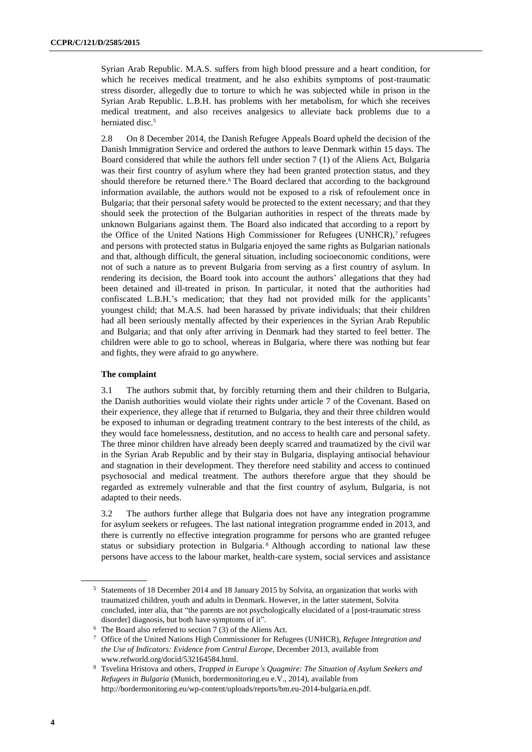Syrian Arab Republic. M.A.S. suffers from high blood pressure and a heart condition, for which he receives medical treatment, and he also exhibits symptoms of post-traumatic stress disorder, allegedly due to torture to which he was subjected while in prison in the Syrian Arab Republic. L.B.H. has problems with her metabolism, for which she receives medical treatment, and also receives analgesics to alleviate back problems due to a herniated disc.[5]

2.8 On 8 December 2014, the Danish Refugee Appeals Board upheld the decision of the Danish Immigration Service and ordered the authors to leave Denmark within 15 days. The Board considered that while the authors fell under section 7 (1) of the Aliens Act, Bulgaria was their first country of asylum where they had been granted protection status, and they should therefore be returned there.[6] The Board declared that according to the background information available, the authors would not be exposed to a risk of refoulement once in Bulgaria; that their personal safety would be protected to the extent necessary; and that they should seek the protection of the Bulgarian authorities in respect of the threats made by unknown Bulgarians against them. The Board also indicated that according to a report by the Office of the United Nations High Commissioner for Refugees (UNHCR),[7] refugees and persons with protected status in Bulgaria enjoyed the same rights as Bulgarian nationals and that, although difficult, the general situation, including socioeconomic conditions, were not of such a nature as to prevent Bulgaria from serving as a first country of asylum. In rendering its decision, the Board took into account the authors' allegations that they had been detained and ill-treated in prison. In particular, it noted that the authorities had confiscated L.B.H.'s medication; that they had not provided milk for the applicants' youngest child; that M.A.S. had been harassed by private individuals; that their children had all been seriously mentally affected by their experiences in the Syrian Arab Republic and Bulgaria; and that only after arriving in Denmark had they started to feel better. The children were able to go to school, whereas in Bulgaria, where there was nothing but fear and fights, they were afraid to go anywhere.

### The complaint

3.1 The authors submit that, by forcibly returning them and their children to Bulgaria, the Danish authorities would violate their rights under article 7 of the Covenant. Based on their experience, they allege that if returned to Bulgaria, they and their three children would be exposed to inhuman or degrading treatment contrary to the best interests of the child, as they would face homelessness, destitution, and no access to health care and personal safety. The three minor children have already been deeply scarred and traumatized by the civil war in the Syrian Arab Republic and by their stay in Bulgaria, displaying antisocial behaviour and stagnation in their development. They therefore need stability and access to continued psychosocial and medical treatment. The authors therefore argue that they should be regarded as extremely vulnerable and that the first country of asylum, Bulgaria, is not adapted to their needs.

3.2 The authors further allege that Bulgaria does not have any integration programme for asylum seekers or refugees. The last national integration programme ended in 2013, and there is currently no effective integration programme for persons who are granted refugee status or subsidiary protection in Bulgaria.[8] Although according to national law these persons have access to the labour market, health-care system, social services and assistance

---

[5] Statements of 18 December 2014 and 18 January 2015 by Solvita, an organization that works with traumatized children, youth and adults in Denmark. However, in the latter statement, Solvita concluded, inter alia, that "the parents are not psychologically elucidated of a [post-traumatic stress disorder] diagnosis, but both have symptoms of it".

[6] The Board also referred to section 7 (3) of the Aliens Act.

[7] Office of the United Nations High Commissioner for Refugees (UNHCR), *Refugee Integration and the Use of Indicators: Evidence from Central Europe*, December 2013, available from www.refworld.org/docid/532164584.html.

[8] Tsvelina Hristova and others, *Trapped in Europe's Quagmire: The Situation of Asylum Seekers and Refugees in Bulgaria* (Munich, bordermonitoring.eu e.V., 2014), available from http://bordermonitoring.eu/wp-content/uploads/reports/bm.eu-2014-bulgaria.en.pdf.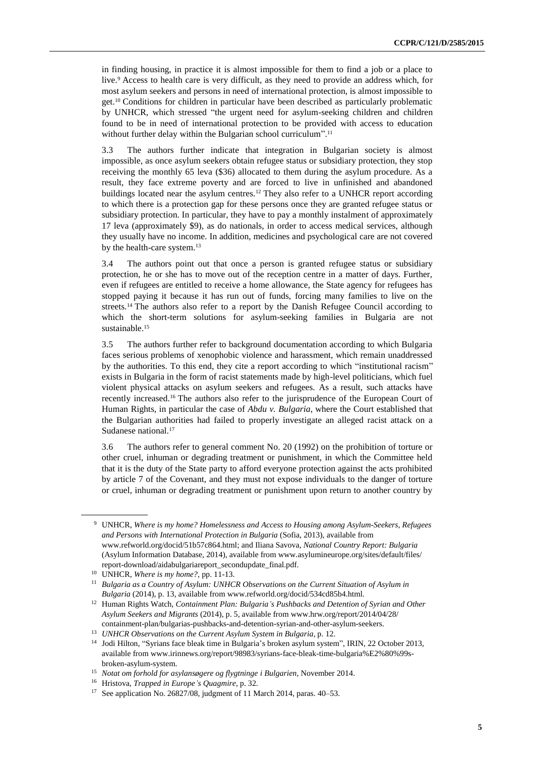in finding housing, in practice it is almost impossible for them to find a job or a place to live.[9] Access to health care is very difficult, as they need to provide an address which, for most asylum seekers and persons in need of international protection, is almost impossible to get.[10] Conditions for children in particular have been described as particularly problematic by UNHCR, which stressed "the urgent need for asylum-seeking children and children found to be in need of international protection to be provided with access to education without further delay within the Bulgarian school curriculum".[11]

3.3 The authors further indicate that integration in Bulgarian society is almost impossible, as once asylum seekers obtain refugee status or subsidiary protection, they stop receiving the monthly 65 leva ($36) allocated to them during the asylum procedure. As a result, they face extreme poverty and are forced to live in unfinished and abandoned buildings located near the asylum centres.[12] They also refer to a UNHCR report according to which there is a protection gap for these persons once they are granted refugee status or subsidiary protection. In particular, they have to pay a monthly instalment of approximately 17 leva (approximately $9), as do nationals, in order to access medical services, although they usually have no income. In addition, medicines and psychological care are not covered by the health-care system.[13]

3.4 The authors point out that once a person is granted refugee status or subsidiary protection, he or she has to move out of the reception centre in a matter of days. Further, even if refugees are entitled to receive a home allowance, the State agency for refugees has stopped paying it because it has run out of funds, forcing many families to live on the streets.[14] The authors also refer to a report by the Danish Refugee Council according to which the short-term solutions for asylum-seeking families in Bulgaria are not sustainable.[15]

3.5 The authors further refer to background documentation according to which Bulgaria faces serious problems of xenophobic violence and harassment, which remain unaddressed by the authorities. To this end, they cite a report according to which "institutional racism" exists in Bulgaria in the form of racist statements made by high-level politicians, which fuel violent physical attacks on asylum seekers and refugees. As a result, such attacks have recently increased.[16] The authors also refer to the jurisprudence of the European Court of Human Rights, in particular the case of *Abdu v. Bulgaria*, where the Court established that the Bulgarian authorities had failed to properly investigate an alleged racist attack on a Sudanese national.[17]

3.6 The authors refer to general comment No. 20 (1992) on the prohibition of torture or other cruel, inhuman or degrading treatment or punishment, in which the Committee held that it is the duty of the State party to afford everyone protection against the acts prohibited by article 7 of the Covenant, and they must not expose individuals to the danger of torture or cruel, inhuman or degrading treatment or punishment upon return to another country by

---

[9] UNHCR, *Where is my home? Homelessness and Access to Housing among Asylum-Seekers, Refugees and Persons with International Protection in Bulgaria* (Sofia, 2013), available from www.refworld.org/docid/51b57c864.html; and Iliana Savova, *National Country Report: Bulgaria* (Asylum Information Database, 2014), available from www.asylumineurope.org/sites/default/files/report-download/aidabulgariareport_secondupdate_final.pdf.

[10] UNHCR, *Where is my home?*, pp. 11-13.

[11] *Bulgaria as a Country of Asylum: UNHCR Observations on the Current Situation of Asylum in Bulgaria* (2014), p. 13, available from www.refworld.org/docid/534cd85b4.html.

[12] Human Rights Watch, *Containment Plan: Bulgaria's Pushbacks and Detention of Syrian and Other Asylum Seekers and Migrants* (2014), p. 5, available from www.hrw.org/report/2014/04/28/containment-plan/bulgarias-pushbacks-and-detention-syrian-and-other-asylum-seekers.

[13] *UNHCR Observations on the Current Asylum System in Bulgaria*, p. 12.

[14] Jodi Hilton, "Syrians face bleak time in Bulgaria's broken asylum system", IRIN, 22 October 2013, available from www.irinnews.org/report/98983/syrians-face-bleak-time-bulgaria%E2%80%99s-broken-asylum-system.

[15] *Notat om forhold for asylansøgere og flygtninge i Bulgarien*, November 2014.

[16] Hristova, *Trapped in Europe's Quagmire*, p. 32.

[17] See application No. 26827/08, judgment of 11 March 2014, paras. 40–53.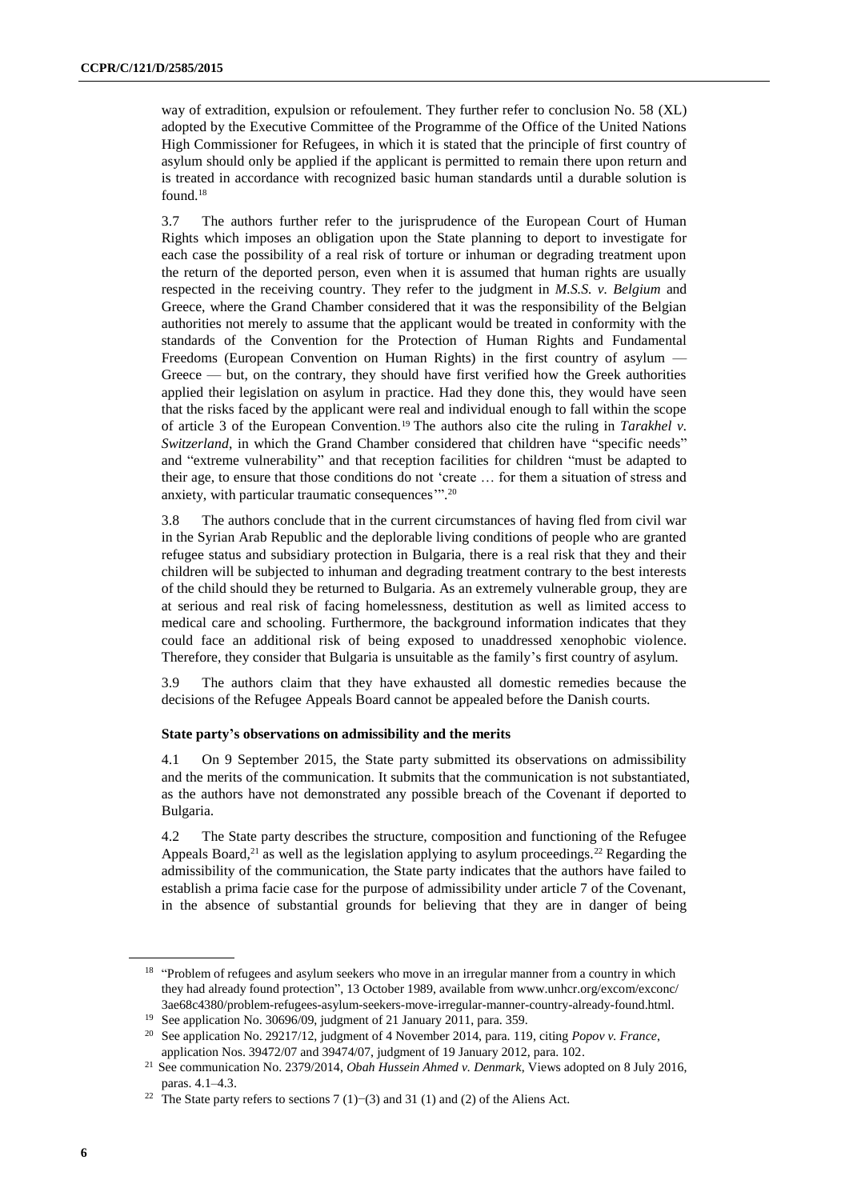way of extradition, expulsion or refoulement. They further refer to conclusion No. 58 (XL) adopted by the Executive Committee of the Programme of the Office of the United Nations High Commissioner for Refugees, in which it is stated that the principle of first country of asylum should only be applied if the applicant is permitted to remain there upon return and is treated in accordance with recognized basic human standards until a durable solution is found.[18]

3.7 The authors further refer to the jurisprudence of the European Court of Human Rights which imposes an obligation upon the State planning to deport to investigate for each case the possibility of a real risk of torture or inhuman or degrading treatment upon the return of the deported person, even when it is assumed that human rights are usually respected in the receiving country. They refer to the judgment in *M.S.S. v. Belgium* and Greece, where the Grand Chamber considered that it was the responsibility of the Belgian authorities not merely to assume that the applicant would be treated in conformity with the standards of the Convention for the Protection of Human Rights and Fundamental Freedoms (European Convention on Human Rights) in the first country of asylum — Greece — but, on the contrary, they should have first verified how the Greek authorities applied their legislation on asylum in practice. Had they done this, they would have seen that the risks faced by the applicant were real and individual enough to fall within the scope of article 3 of the European Convention.[19] The authors also cite the ruling in *Tarakhel v. Switzerland*, in which the Grand Chamber considered that children have "specific needs" and "extreme vulnerability" and that reception facilities for children "must be adapted to their age, to ensure that those conditions do not 'create … for them a situation of stress and anxiety, with particular traumatic consequences'".[20]

3.8 The authors conclude that in the current circumstances of having fled from civil war in the Syrian Arab Republic and the deplorable living conditions of people who are granted refugee status and subsidiary protection in Bulgaria, there is a real risk that they and their children will be subjected to inhuman and degrading treatment contrary to the best interests of the child should they be returned to Bulgaria. As an extremely vulnerable group, they are at serious and real risk of facing homelessness, destitution as well as limited access to medical care and schooling. Furthermore, the background information indicates that they could face an additional risk of being exposed to unaddressed xenophobic violence. Therefore, they consider that Bulgaria is unsuitable as the family's first country of asylum.

3.9 The authors claim that they have exhausted all domestic remedies because the decisions of the Refugee Appeals Board cannot be appealed before the Danish courts.

### State party's observations on admissibility and the merits

4.1 On 9 September 2015, the State party submitted its observations on admissibility and the merits of the communication. It submits that the communication is not substantiated, as the authors have not demonstrated any possible breach of the Covenant if deported to Bulgaria.

4.2 The State party describes the structure, composition and functioning of the Refugee Appeals Board,[21] as well as the legislation applying to asylum proceedings.[22] Regarding the admissibility of the communication, the State party indicates that the authors have failed to establish a prima facie case for the purpose of admissibility under article 7 of the Covenant, in the absence of substantial grounds for believing that they are in danger of being

---

[18] "Problem of refugees and asylum seekers who move in an irregular manner from a country in which they had already found protection", 13 October 1989, available from www.unhcr.org/excom/exconc/3ae68c4380/problem-refugees-asylum-seekers-move-irregular-manner-country-already-found.html.

[19] See application No. 30696/09, judgment of 21 January 2011, para. 359.

[20] See application No. 29217/12, judgment of 4 November 2014, para. 119, citing *Popov v. France*, application Nos. 39472/07 and 39474/07, judgment of 19 January 2012, para. 102.

[21] See communication No. 2379/2014, *Obah Hussein Ahmed v. Denmark*, Views adopted on 8 July 2016, paras. 4.1–4.3.

[22] The State party refers to sections 7 (1)−(3) and 31 (1) and (2) of the Aliens Act.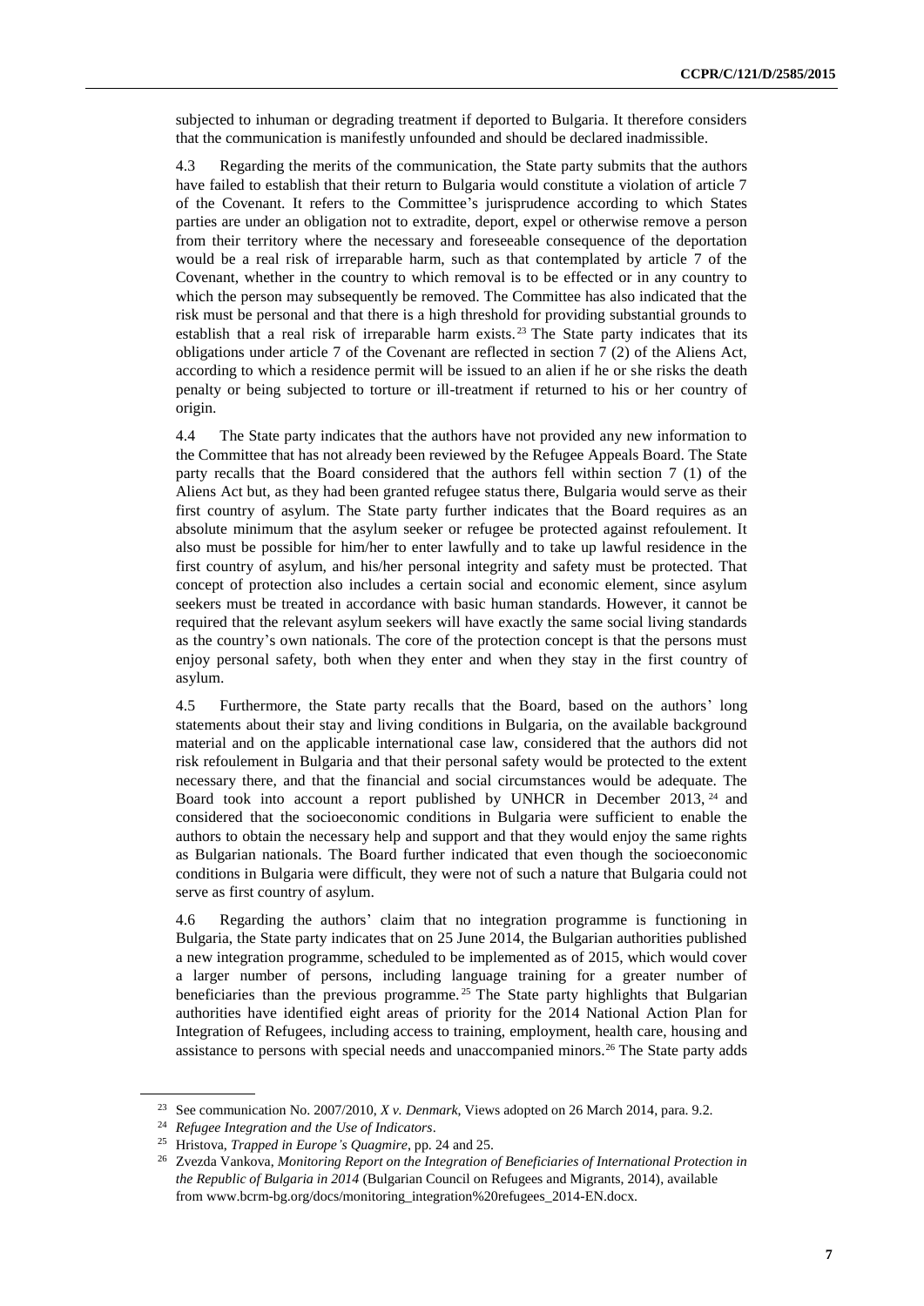subjected to inhuman or degrading treatment if deported to Bulgaria. It therefore considers that the communication is manifestly unfounded and should be declared inadmissible.

4.3 Regarding the merits of the communication, the State party submits that the authors have failed to establish that their return to Bulgaria would constitute a violation of article 7 of the Covenant. It refers to the Committee's jurisprudence according to which States parties are under an obligation not to extradite, deport, expel or otherwise remove a person from their territory where the necessary and foreseeable consequence of the deportation would be a real risk of irreparable harm, such as that contemplated by article 7 of the Covenant, whether in the country to which removal is to be effected or in any country to which the person may subsequently be removed. The Committee has also indicated that the risk must be personal and that there is a high threshold for providing substantial grounds to establish that a real risk of irreparable harm exists.[23] The State party indicates that its obligations under article 7 of the Covenant are reflected in section 7 (2) of the Aliens Act, according to which a residence permit will be issued to an alien if he or she risks the death penalty or being subjected to torture or ill-treatment if returned to his or her country of origin.

4.4 The State party indicates that the authors have not provided any new information to the Committee that has not already been reviewed by the Refugee Appeals Board. The State party recalls that the Board considered that the authors fell within section 7 (1) of the Aliens Act but, as they had been granted refugee status there, Bulgaria would serve as their first country of asylum. The State party further indicates that the Board requires as an absolute minimum that the asylum seeker or refugee be protected against refoulement. It also must be possible for him/her to enter lawfully and to take up lawful residence in the first country of asylum, and his/her personal integrity and safety must be protected. That concept of protection also includes a certain social and economic element, since asylum seekers must be treated in accordance with basic human standards. However, it cannot be required that the relevant asylum seekers will have exactly the same social living standards as the country's own nationals. The core of the protection concept is that the persons must enjoy personal safety, both when they enter and when they stay in the first country of asylum.

4.5 Furthermore, the State party recalls that the Board, based on the authors' long statements about their stay and living conditions in Bulgaria, on the available background material and on the applicable international case law, considered that the authors did not risk refoulement in Bulgaria and that their personal safety would be protected to the extent necessary there, and that the financial and social circumstances would be adequate. The Board took into account a report published by UNHCR in December 2013,[24] and considered that the socioeconomic conditions in Bulgaria were sufficient to enable the authors to obtain the necessary help and support and that they would enjoy the same rights as Bulgarian nationals. The Board further indicated that even though the socioeconomic conditions in Bulgaria were difficult, they were not of such a nature that Bulgaria could not serve as first country of asylum.

4.6 Regarding the authors' claim that no integration programme is functioning in Bulgaria, the State party indicates that on 25 June 2014, the Bulgarian authorities published a new integration programme, scheduled to be implemented as of 2015, which would cover a larger number of persons, including language training for a greater number of beneficiaries than the previous programme.[25] The State party highlights that Bulgarian authorities have identified eight areas of priority for the 2014 National Action Plan for Integration of Refugees, including access to training, employment, health care, housing and assistance to persons with special needs and unaccompanied minors.[26] The State party adds

---

[23] See communication No. 2007/2010, *X v. Denmark*, Views adopted on 26 March 2014, para. 9.2.

[24] *Refugee Integration and the Use of Indicators*.

[25] Hristova, *Trapped in Europe's Quagmire*, pp. 24 and 25.

[26] Zvezda Vankova, *Monitoring Report on the Integration of Beneficiaries of International Protection in the Republic of Bulgaria in 2014* (Bulgarian Council on Refugees and Migrants, 2014), available from www.bcrm-bg.org/docs/monitoring_integration%20refugees_2014-EN.docx.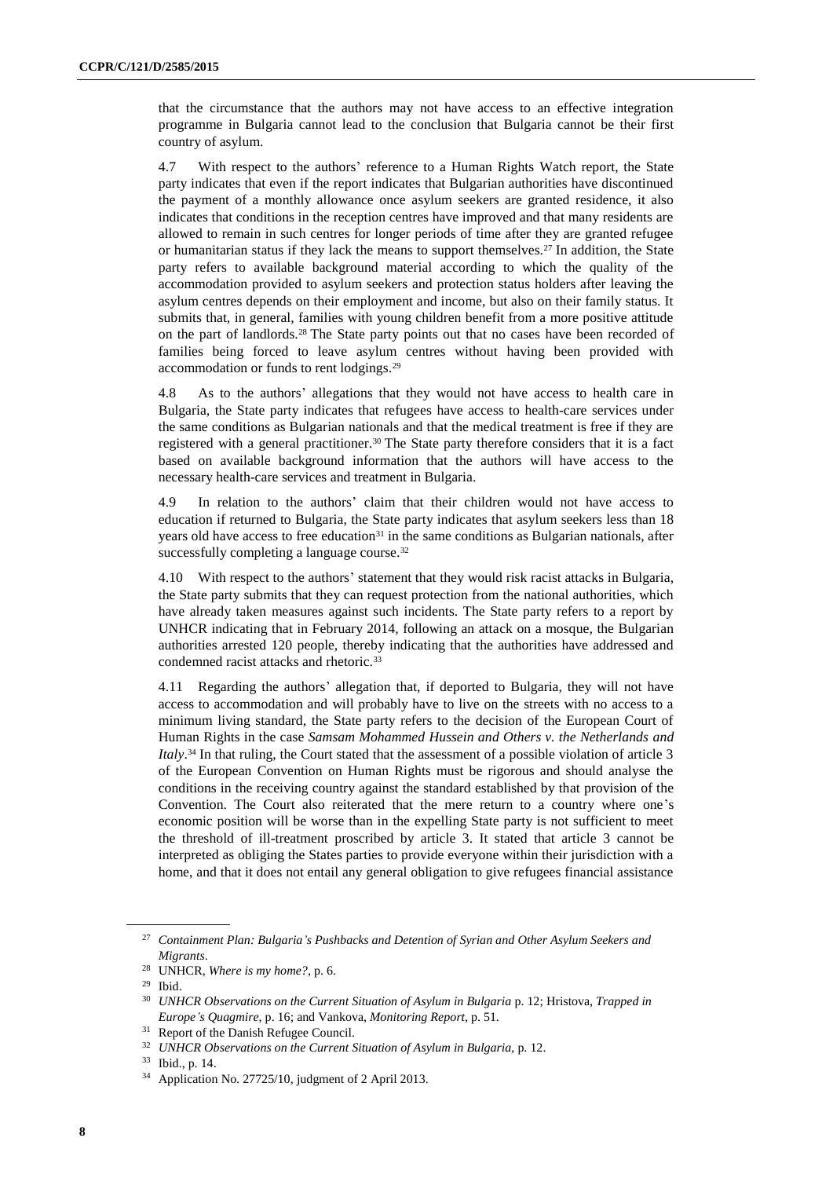that the circumstance that the authors may not have access to an effective integration programme in Bulgaria cannot lead to the conclusion that Bulgaria cannot be their first country of asylum.

4.7 With respect to the authors' reference to a Human Rights Watch report, the State party indicates that even if the report indicates that Bulgarian authorities have discontinued the payment of a monthly allowance once asylum seekers are granted residence, it also indicates that conditions in the reception centres have improved and that many residents are allowed to remain in such centres for longer periods of time after they are granted refugee or humanitarian status if they lack the means to support themselves.[27] In addition, the State party refers to available background material according to which the quality of the accommodation provided to asylum seekers and protection status holders after leaving the asylum centres depends on their employment and income, but also on their family status. It submits that, in general, families with young children benefit from a more positive attitude on the part of landlords.[28] The State party points out that no cases have been recorded of families being forced to leave asylum centres without having been provided with accommodation or funds to rent lodgings.[29]

4.8 As to the authors' allegations that they would not have access to health care in Bulgaria, the State party indicates that refugees have access to health-care services under the same conditions as Bulgarian nationals and that the medical treatment is free if they are registered with a general practitioner.[30] The State party therefore considers that it is a fact based on available background information that the authors will have access to the necessary health-care services and treatment in Bulgaria.

4.9 In relation to the authors' claim that their children would not have access to education if returned to Bulgaria, the State party indicates that asylum seekers less than 18 years old have access to free education[31] in the same conditions as Bulgarian nationals, after successfully completing a language course.[32]

4.10 With respect to the authors' statement that they would risk racist attacks in Bulgaria, the State party submits that they can request protection from the national authorities, which have already taken measures against such incidents. The State party refers to a report by UNHCR indicating that in February 2014, following an attack on a mosque, the Bulgarian authorities arrested 120 people, thereby indicating that the authorities have addressed and condemned racist attacks and rhetoric.[33]

4.11 Regarding the authors' allegation that, if deported to Bulgaria, they will not have access to accommodation and will probably have to live on the streets with no access to a minimum living standard, the State party refers to the decision of the European Court of Human Rights in the case *Samsam Mohammed Hussein and Others v. the Netherlands and Italy*.[34] In that ruling, the Court stated that the assessment of a possible violation of article 3 of the European Convention on Human Rights must be rigorous and should analyse the conditions in the receiving country against the standard established by that provision of the Convention. The Court also reiterated that the mere return to a country where one's economic position will be worse than in the expelling State party is not sufficient to meet the threshold of ill-treatment proscribed by article 3. It stated that article 3 cannot be interpreted as obliging the States parties to provide everyone within their jurisdiction with a home, and that it does not entail any general obligation to give refugees financial assistance

---

[27] *Containment Plan: Bulgaria's Pushbacks and Detention of Syrian and Other Asylum Seekers and Migrants*.

[28] UNHCR, *Where is my home?*, p. 6.

[29] Ibid.

[30] *UNHCR Observations on the Current Situation of Asylum in Bulgaria* p. 12; Hristova, *Trapped in Europe's Quagmire*, p. 16; and Vankova, *Monitoring Report*, p. 51.

[31] Report of the Danish Refugee Council.

[32] *UNHCR Observations on the Current Situation of Asylum in Bulgaria*, p. 12.

[33] Ibid., p. 14.

[34] Application No. 27725/10, judgment of 2 April 2013.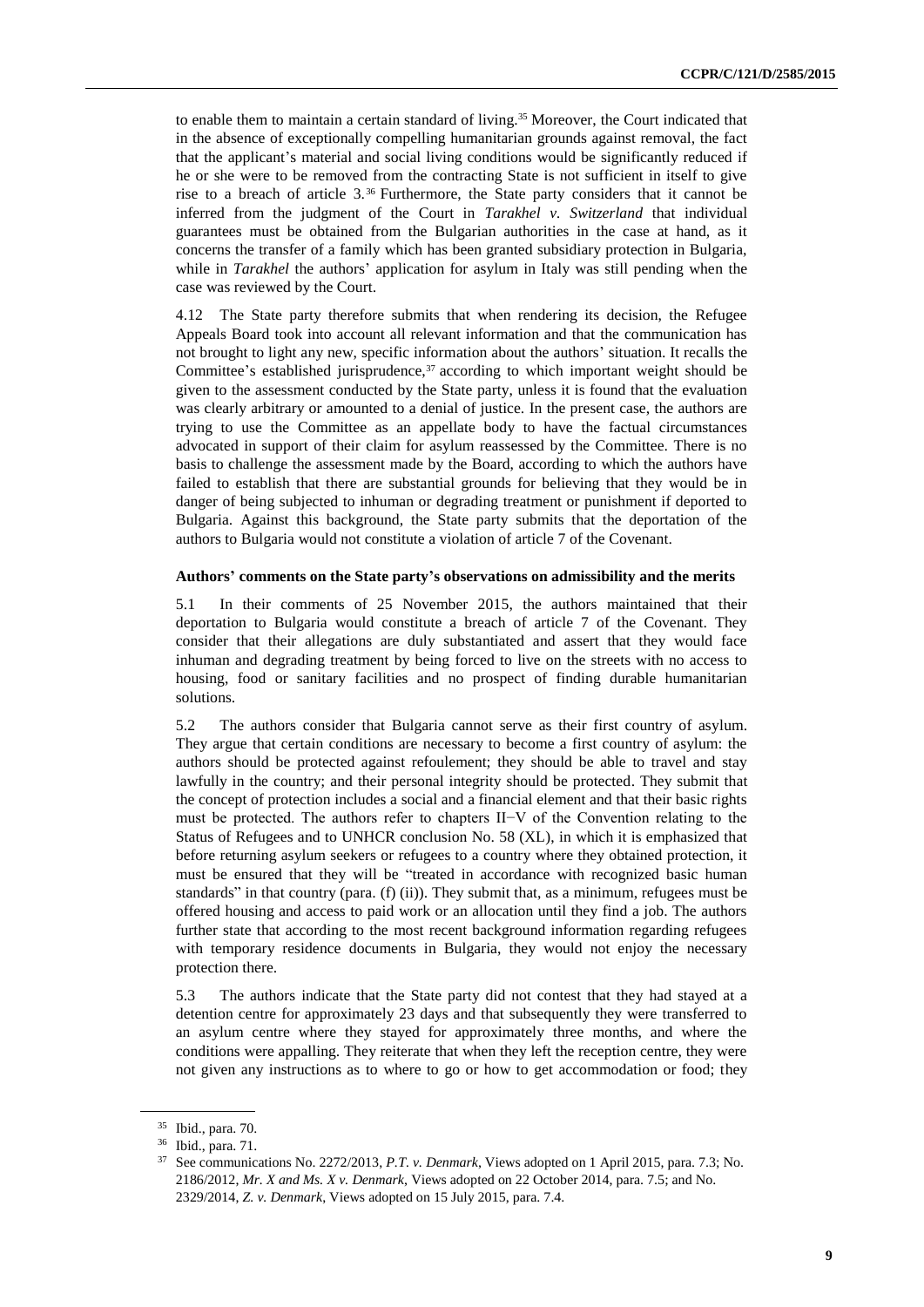to enable them to maintain a certain standard of living.[35] Moreover, the Court indicated that in the absence of exceptionally compelling humanitarian grounds against removal, the fact that the applicant's material and social living conditions would be significantly reduced if he or she were to be removed from the contracting State is not sufficient in itself to give rise to a breach of article 3.[36] Furthermore, the State party considers that it cannot be inferred from the judgment of the Court in *Tarakhel v. Switzerland* that individual guarantees must be obtained from the Bulgarian authorities in the case at hand, as it concerns the transfer of a family which has been granted subsidiary protection in Bulgaria, while in *Tarakhel* the authors' application for asylum in Italy was still pending when the case was reviewed by the Court.

4.12 The State party therefore submits that when rendering its decision, the Refugee Appeals Board took into account all relevant information and that the communication has not brought to light any new, specific information about the authors' situation. It recalls the Committee's established jurisprudence,[37] according to which important weight should be given to the assessment conducted by the State party, unless it is found that the evaluation was clearly arbitrary or amounted to a denial of justice. In the present case, the authors are trying to use the Committee as an appellate body to have the factual circumstances advocated in support of their claim for asylum reassessed by the Committee. There is no basis to challenge the assessment made by the Board, according to which the authors have failed to establish that there are substantial grounds for believing that they would be in danger of being subjected to inhuman or degrading treatment or punishment if deported to Bulgaria. Against this background, the State party submits that the deportation of the authors to Bulgaria would not constitute a violation of article 7 of the Covenant.

### Authors' comments on the State party's observations on admissibility and the merits

5.1 In their comments of 25 November 2015, the authors maintained that their deportation to Bulgaria would constitute a breach of article 7 of the Covenant. They consider that their allegations are duly substantiated and assert that they would face inhuman and degrading treatment by being forced to live on the streets with no access to housing, food or sanitary facilities and no prospect of finding durable humanitarian solutions.

5.2 The authors consider that Bulgaria cannot serve as their first country of asylum. They argue that certain conditions are necessary to become a first country of asylum: the authors should be protected against refoulement; they should be able to travel and stay lawfully in the country; and their personal integrity should be protected. They submit that the concept of protection includes a social and a financial element and that their basic rights must be protected. The authors refer to chapters II−V of the Convention relating to the Status of Refugees and to UNHCR conclusion No. 58 (XL), in which it is emphasized that before returning asylum seekers or refugees to a country where they obtained protection, it must be ensured that they will be "treated in accordance with recognized basic human standards" in that country (para. (f) (ii)). They submit that, as a minimum, refugees must be offered housing and access to paid work or an allocation until they find a job. The authors further state that according to the most recent background information regarding refugees with temporary residence documents in Bulgaria, they would not enjoy the necessary protection there.

5.3 The authors indicate that the State party did not contest that they had stayed at a detention centre for approximately 23 days and that subsequently they were transferred to an asylum centre where they stayed for approximately three months, and where the conditions were appalling. They reiterate that when they left the reception centre, they were not given any instructions as to where to go or how to get accommodation or food; they

[35] Ibid., para. 70.

[36] Ibid., para. 71.

[37] See communications No. 2272/2013, *P.T. v. Denmark*, Views adopted on 1 April 2015, para. 7.3; No. 2186/2012, *Mr. X and Ms. X v. Denmark*, Views adopted on 22 October 2014, para. 7.5; and No. 2329/2014, *Z. v. Denmark*, Views adopted on 15 July 2015, para. 7.4.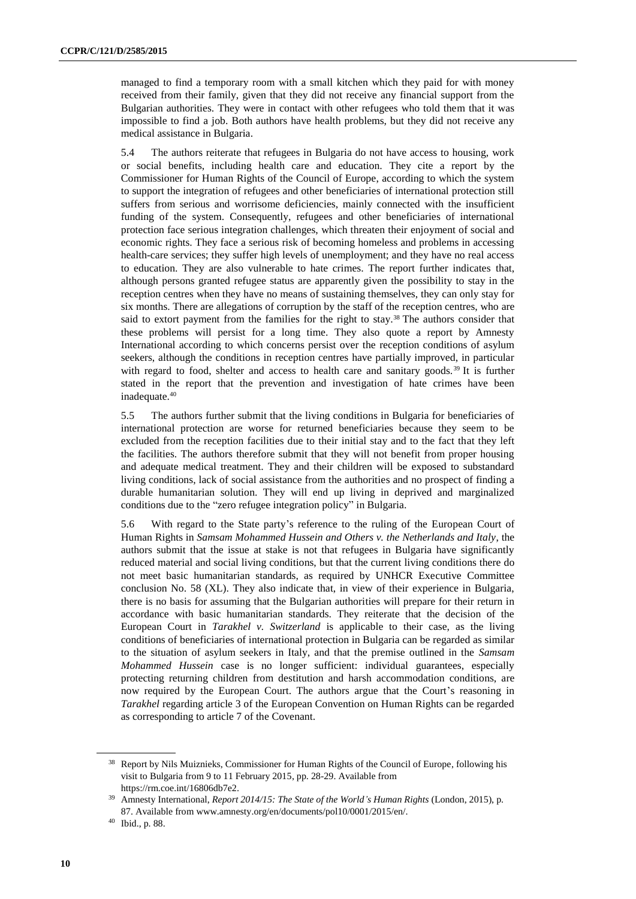managed to find a temporary room with a small kitchen which they paid for with money received from their family, given that they did not receive any financial support from the Bulgarian authorities. They were in contact with other refugees who told them that it was impossible to find a job. Both authors have health problems, but they did not receive any medical assistance in Bulgaria.

5.4 The authors reiterate that refugees in Bulgaria do not have access to housing, work or social benefits, including health care and education. They cite a report by the Commissioner for Human Rights of the Council of Europe, according to which the system to support the integration of refugees and other beneficiaries of international protection still suffers from serious and worrisome deficiencies, mainly connected with the insufficient funding of the system. Consequently, refugees and other beneficiaries of international protection face serious integration challenges, which threaten their enjoyment of social and economic rights. They face a serious risk of becoming homeless and problems in accessing health-care services; they suffer high levels of unemployment; and they have no real access to education. They are also vulnerable to hate crimes. The report further indicates that, although persons granted refugee status are apparently given the possibility to stay in the reception centres when they have no means of sustaining themselves, they can only stay for six months. There are allegations of corruption by the staff of the reception centres, who are said to extort payment from the families for the right to stay.[38] The authors consider that these problems will persist for a long time. They also quote a report by Amnesty International according to which concerns persist over the reception conditions of asylum seekers, although the conditions in reception centres have partially improved, in particular with regard to food, shelter and access to health care and sanitary goods.[39] It is further stated in the report that the prevention and investigation of hate crimes have been inadequate.[40]

5.5 The authors further submit that the living conditions in Bulgaria for beneficiaries of international protection are worse for returned beneficiaries because they seem to be excluded from the reception facilities due to their initial stay and to the fact that they left the facilities. The authors therefore submit that they will not benefit from proper housing and adequate medical treatment. They and their children will be exposed to substandard living conditions, lack of social assistance from the authorities and no prospect of finding a durable humanitarian solution. They will end up living in deprived and marginalized conditions due to the "zero refugee integration policy" in Bulgaria.

5.6 With regard to the State party's reference to the ruling of the European Court of Human Rights in *Samsam Mohammed Hussein and Others v. the Netherlands and Italy*, the authors submit that the issue at stake is not that refugees in Bulgaria have significantly reduced material and social living conditions, but that the current living conditions there do not meet basic humanitarian standards, as required by UNHCR Executive Committee conclusion No. 58 (XL). They also indicate that, in view of their experience in Bulgaria, there is no basis for assuming that the Bulgarian authorities will prepare for their return in accordance with basic humanitarian standards. They reiterate that the decision of the European Court in *Tarakhel v. Switzerland* is applicable to their case, as the living conditions of beneficiaries of international protection in Bulgaria can be regarded as similar to the situation of asylum seekers in Italy, and that the premise outlined in the *Samsam Mohammed Hussein* case is no longer sufficient: individual guarantees, especially protecting returning children from destitution and harsh accommodation conditions, are now required by the European Court. The authors argue that the Court's reasoning in *Tarakhel* regarding article 3 of the European Convention on Human Rights can be regarded as corresponding to article 7 of the Covenant.

---

[38] Report by Nils Muiznieks, Commissioner for Human Rights of the Council of Europe, following his visit to Bulgaria from 9 to 11 February 2015, pp. 28-29. Available from https://rm.coe.int/16806db7e2.

[39] Amnesty International, *Report 2014/15: The State of the World's Human Rights* (London, 2015), p. 87. Available from www.amnesty.org/en/documents/pol10/0001/2015/en/.

[40] Ibid., p. 88.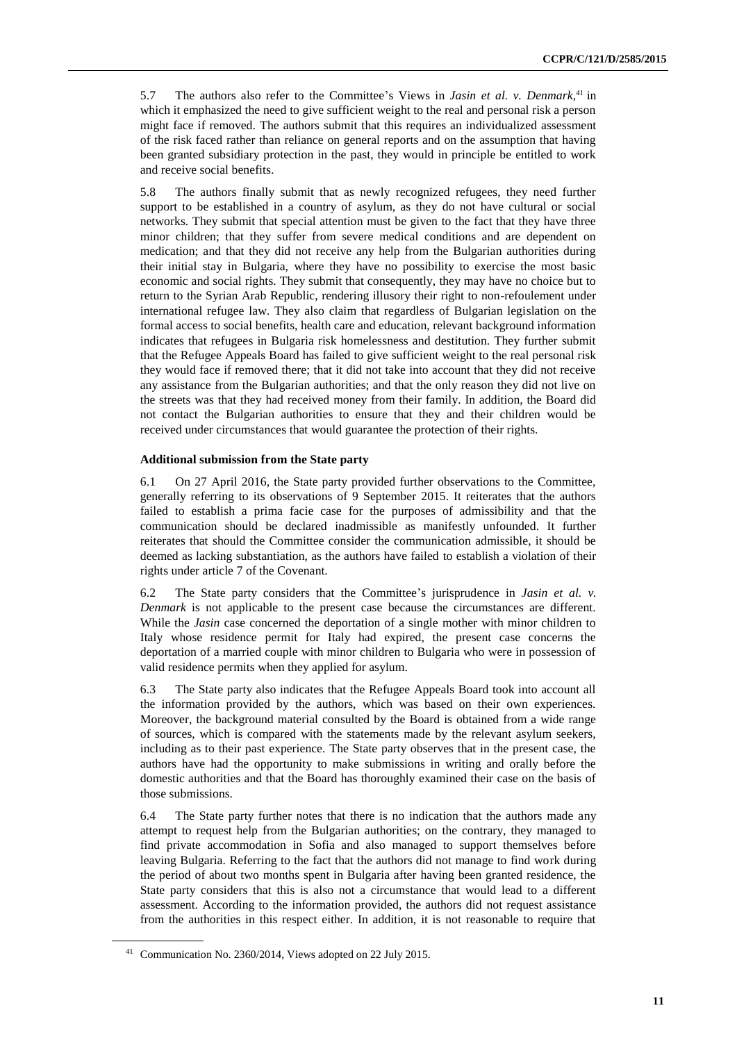5.7 The authors also refer to the Committee's Views in *Jasin et al. v. Denmark*,[41] in which it emphasized the need to give sufficient weight to the real and personal risk a person might face if removed. The authors submit that this requires an individualized assessment of the risk faced rather than reliance on general reports and on the assumption that having been granted subsidiary protection in the past, they would in principle be entitled to work and receive social benefits.

5.8 The authors finally submit that as newly recognized refugees, they need further support to be established in a country of asylum, as they do not have cultural or social networks. They submit that special attention must be given to the fact that they have three minor children; that they suffer from severe medical conditions and are dependent on medication; and that they did not receive any help from the Bulgarian authorities during their initial stay in Bulgaria, where they have no possibility to exercise the most basic economic and social rights. They submit that consequently, they may have no choice but to return to the Syrian Arab Republic, rendering illusory their right to non-refoulement under international refugee law. They also claim that regardless of Bulgarian legislation on the formal access to social benefits, health care and education, relevant background information indicates that refugees in Bulgaria risk homelessness and destitution. They further submit that the Refugee Appeals Board has failed to give sufficient weight to the real personal risk they would face if removed there; that it did not take into account that they did not receive any assistance from the Bulgarian authorities; and that the only reason they did not live on the streets was that they had received money from their family. In addition, the Board did not contact the Bulgarian authorities to ensure that they and their children would be received under circumstances that would guarantee the protection of their rights.

**Additional submission from the State party**

6.1 On 27 April 2016, the State party provided further observations to the Committee, generally referring to its observations of 9 September 2015. It reiterates that the authors failed to establish a prima facie case for the purposes of admissibility and that the communication should be declared inadmissible as manifestly unfounded. It further reiterates that should the Committee consider the communication admissible, it should be deemed as lacking substantiation, as the authors have failed to establish a violation of their rights under article 7 of the Covenant.

6.2 The State party considers that the Committee's jurisprudence in *Jasin et al. v. Denmark* is not applicable to the present case because the circumstances are different. While the *Jasin* case concerned the deportation of a single mother with minor children to Italy whose residence permit for Italy had expired, the present case concerns the deportation of a married couple with minor children to Bulgaria who were in possession of valid residence permits when they applied for asylum.

6.3 The State party also indicates that the Refugee Appeals Board took into account all the information provided by the authors, which was based on their own experiences. Moreover, the background material consulted by the Board is obtained from a wide range of sources, which is compared with the statements made by the relevant asylum seekers, including as to their past experience. The State party observes that in the present case, the authors have had the opportunity to make submissions in writing and orally before the domestic authorities and that the Board has thoroughly examined their case on the basis of those submissions.

6.4 The State party further notes that there is no indication that the authors made any attempt to request help from the Bulgarian authorities; on the contrary, they managed to find private accommodation in Sofia and also managed to support themselves before leaving Bulgaria. Referring to the fact that the authors did not manage to find work during the period of about two months spent in Bulgaria after having been granted residence, the State party considers that this is also not a circumstance that would lead to a different assessment. According to the information provided, the authors did not request assistance from the authorities in this respect either. In addition, it is not reasonable to require that

[41] Communication No. 2360/2014, Views adopted on 22 July 2015.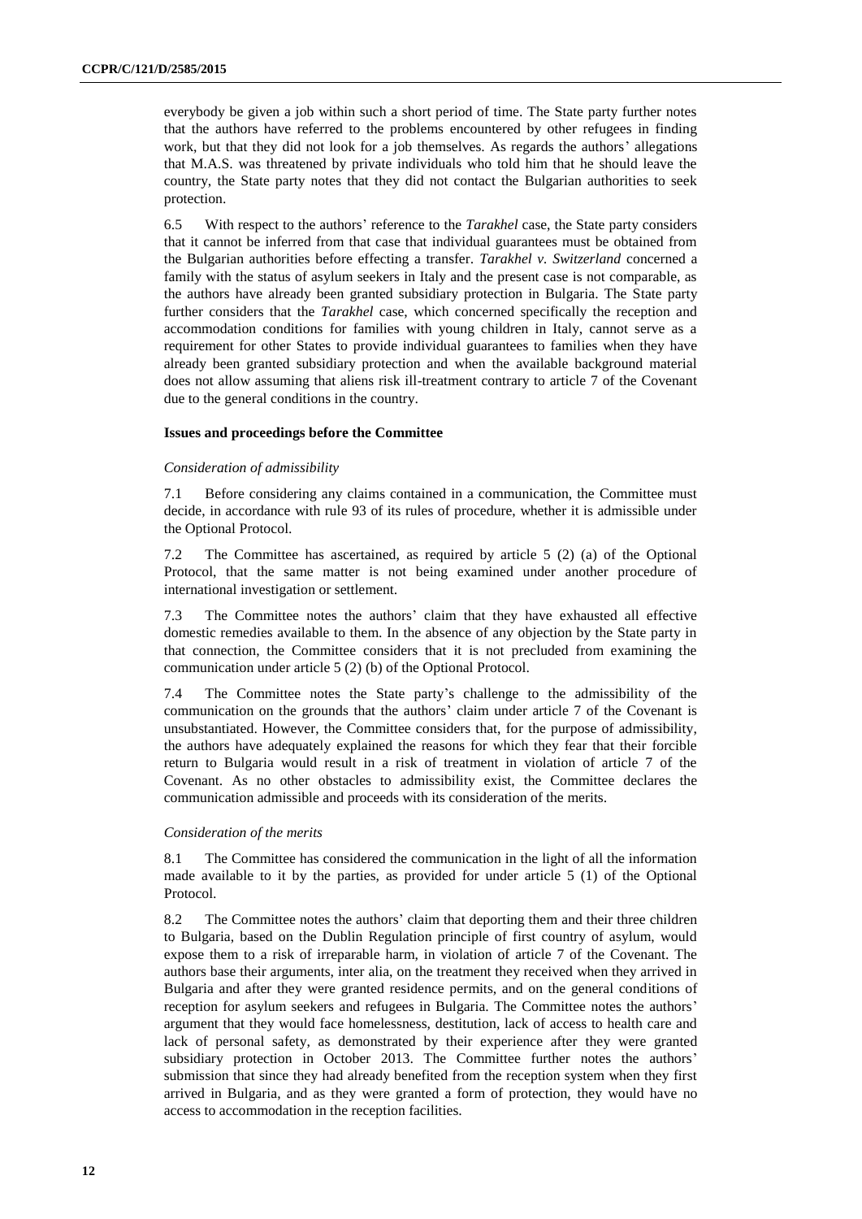everybody be given a job within such a short period of time. The State party further notes that the authors have referred to the problems encountered by other refugees in finding work, but that they did not look for a job themselves. As regards the authors' allegations that M.A.S. was threatened by private individuals who told him that he should leave the country, the State party notes that they did not contact the Bulgarian authorities to seek protection.

6.5 With respect to the authors' reference to the *Tarakhel* case, the State party considers that it cannot be inferred from that case that individual guarantees must be obtained from the Bulgarian authorities before effecting a transfer. *Tarakhel v. Switzerland* concerned a family with the status of asylum seekers in Italy and the present case is not comparable, as the authors have already been granted subsidiary protection in Bulgaria. The State party further considers that the *Tarakhel* case, which concerned specifically the reception and accommodation conditions for families with young children in Italy, cannot serve as a requirement for other States to provide individual guarantees to families when they have already been granted subsidiary protection and when the available background material does not allow assuming that aliens risk ill-treatment contrary to article 7 of the Covenant due to the general conditions in the country.

### Issues and proceedings before the Committee

#### *Consideration of admissibility*

7.1 Before considering any claims contained in a communication, the Committee must decide, in accordance with rule 93 of its rules of procedure, whether it is admissible under the Optional Protocol.

7.2 The Committee has ascertained, as required by article 5 (2) (a) of the Optional Protocol, that the same matter is not being examined under another procedure of international investigation or settlement.

7.3 The Committee notes the authors' claim that they have exhausted all effective domestic remedies available to them. In the absence of any objection by the State party in that connection, the Committee considers that it is not precluded from examining the communication under article 5 (2) (b) of the Optional Protocol.

7.4 The Committee notes the State party's challenge to the admissibility of the communication on the grounds that the authors' claim under article 7 of the Covenant is unsubstantiated. However, the Committee considers that, for the purpose of admissibility, the authors have adequately explained the reasons for which they fear that their forcible return to Bulgaria would result in a risk of treatment in violation of article 7 of the Covenant. As no other obstacles to admissibility exist, the Committee declares the communication admissible and proceeds with its consideration of the merits.

#### *Consideration of the merits*

8.1 The Committee has considered the communication in the light of all the information made available to it by the parties, as provided for under article 5 (1) of the Optional Protocol.

8.2 The Committee notes the authors' claim that deporting them and their three children to Bulgaria, based on the Dublin Regulation principle of first country of asylum, would expose them to a risk of irreparable harm, in violation of article 7 of the Covenant. The authors base their arguments, inter alia, on the treatment they received when they arrived in Bulgaria and after they were granted residence permits, and on the general conditions of reception for asylum seekers and refugees in Bulgaria. The Committee notes the authors' argument that they would face homelessness, destitution, lack of access to health care and lack of personal safety, as demonstrated by their experience after they were granted subsidiary protection in October 2013. The Committee further notes the authors' submission that since they had already benefited from the reception system when they first arrived in Bulgaria, and as they were granted a form of protection, they would have no access to accommodation in the reception facilities.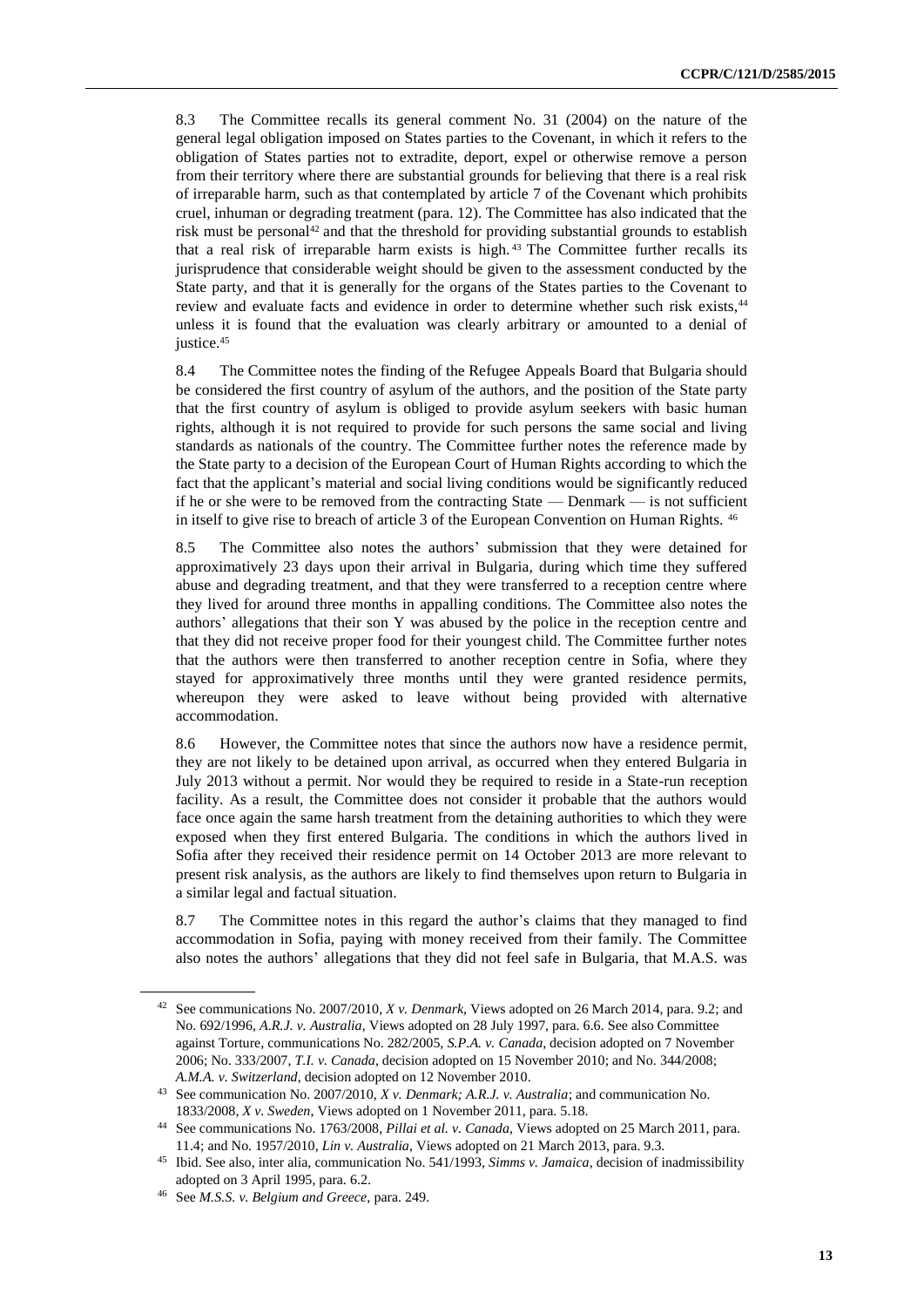8.3 The Committee recalls its general comment No. 31 (2004) on the nature of the general legal obligation imposed on States parties to the Covenant, in which it refers to the obligation of States parties not to extradite, deport, expel or otherwise remove a person from their territory where there are substantial grounds for believing that there is a real risk of irreparable harm, such as that contemplated by article 7 of the Covenant which prohibits cruel, inhuman or degrading treatment (para. 12). The Committee has also indicated that the risk must be personal[42] and that the threshold for providing substantial grounds to establish that a real risk of irreparable harm exists is high.[43] The Committee further recalls its jurisprudence that considerable weight should be given to the assessment conducted by the State party, and that it is generally for the organs of the States parties to the Covenant to review and evaluate facts and evidence in order to determine whether such risk exists,[44] unless it is found that the evaluation was clearly arbitrary or amounted to a denial of justice.[45]

8.4 The Committee notes the finding of the Refugee Appeals Board that Bulgaria should be considered the first country of asylum of the authors, and the position of the State party that the first country of asylum is obliged to provide asylum seekers with basic human rights, although it is not required to provide for such persons the same social and living standards as nationals of the country. The Committee further notes the reference made by the State party to a decision of the European Court of Human Rights according to which the fact that the applicant's material and social living conditions would be significantly reduced if he or she were to be removed from the contracting State — Denmark — is not sufficient in itself to give rise to breach of article 3 of the European Convention on Human Rights.[46]

8.5 The Committee also notes the authors' submission that they were detained for approximatively 23 days upon their arrival in Bulgaria, during which time they suffered abuse and degrading treatment, and that they were transferred to a reception centre where they lived for around three months in appalling conditions. The Committee also notes the authors' allegations that their son Y was abused by the police in the reception centre and that they did not receive proper food for their youngest child. The Committee further notes that the authors were then transferred to another reception centre in Sofia, where they stayed for approximatively three months until they were granted residence permits, whereupon they were asked to leave without being provided with alternative accommodation.

8.6 However, the Committee notes that since the authors now have a residence permit, they are not likely to be detained upon arrival, as occurred when they entered Bulgaria in July 2013 without a permit. Nor would they be required to reside in a State-run reception facility. As a result, the Committee does not consider it probable that the authors would face once again the same harsh treatment from the detaining authorities to which they were exposed when they first entered Bulgaria. The conditions in which the authors lived in Sofia after they received their residence permit on 14 October 2013 are more relevant to present risk analysis, as the authors are likely to find themselves upon return to Bulgaria in a similar legal and factual situation.

8.7 The Committee notes in this regard the author's claims that they managed to find accommodation in Sofia, paying with money received from their family. The Committee also notes the authors' allegations that they did not feel safe in Bulgaria, that M.A.S. was

---

[42] See communications No. 2007/2010, *X v. Denmark*, Views adopted on 26 March 2014, para. 9.2; and No. 692/1996, *A.R.J. v. Australia*, Views adopted on 28 July 1997, para. 6.6. See also Committee against Torture, communications No. 282/2005, *S.P.A. v. Canada*, decision adopted on 7 November 2006; No. 333/2007, *T.I. v. Canada*, decision adopted on 15 November 2010; and No. 344/2008; *A.M.A. v. Switzerland*, decision adopted on 12 November 2010.

[43] See communication No. 2007/2010, *X v. Denmark; A.R.J. v. Australia*; and communication No. 1833/2008, *X v. Sweden*, Views adopted on 1 November 2011, para. 5.18.

[44] See communications No. 1763/2008, *Pillai et al. v. Canada*, Views adopted on 25 March 2011, para. 11.4; and No. 1957/2010, *Lin v. Australia*, Views adopted on 21 March 2013, para. 9.3.

[45] Ibid. See also, inter alia, communication No. 541/1993, *Simms v. Jamaica*, decision of inadmissibility adopted on 3 April 1995, para. 6.2.

[46] See *M.S.S. v. Belgium and Greece*, para. 249.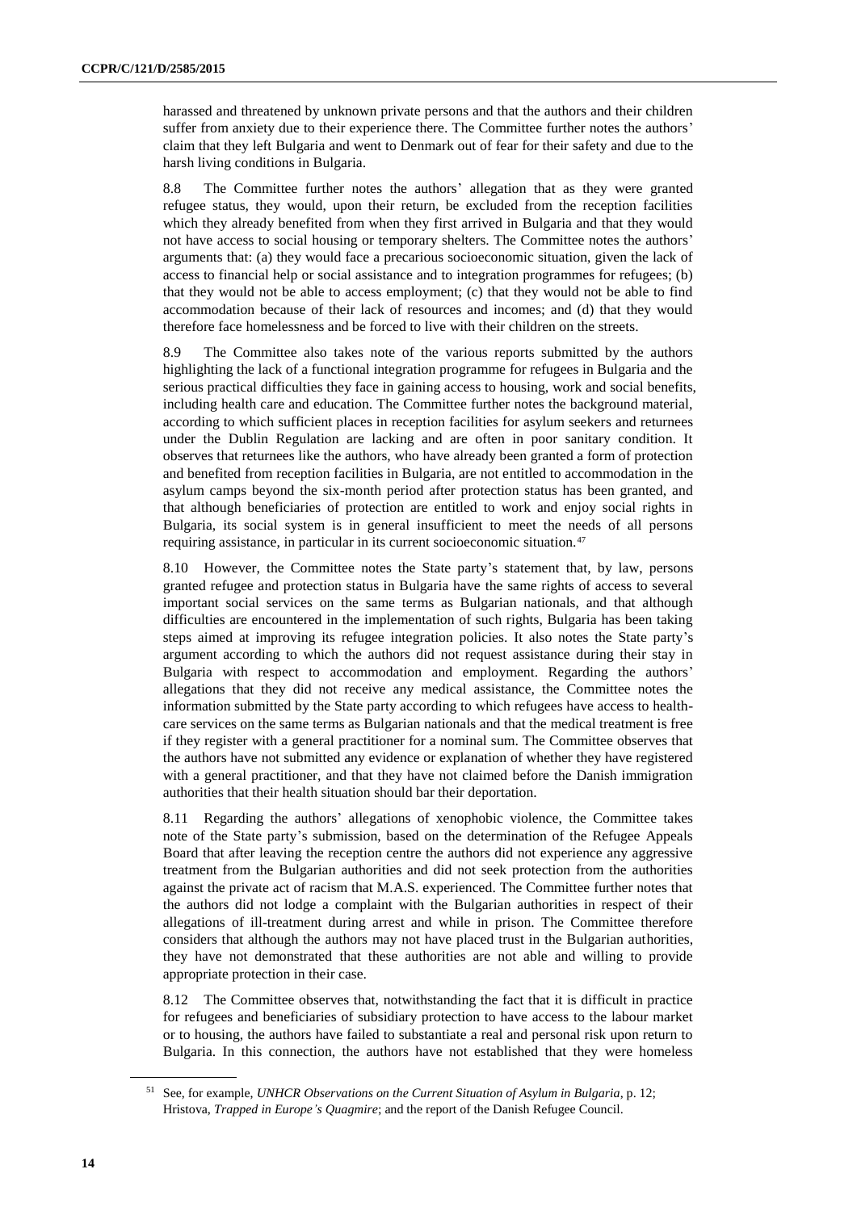harassed and threatened by unknown private persons and that the authors and their children suffer from anxiety due to their experience there. The Committee further notes the authors' claim that they left Bulgaria and went to Denmark out of fear for their safety and due to the harsh living conditions in Bulgaria.

8.8 The Committee further notes the authors' allegation that as they were granted refugee status, they would, upon their return, be excluded from the reception facilities which they already benefited from when they first arrived in Bulgaria and that they would not have access to social housing or temporary shelters. The Committee notes the authors' arguments that: (a) they would face a precarious socioeconomic situation, given the lack of access to financial help or social assistance and to integration programmes for refugees; (b) that they would not be able to access employment; (c) that they would not be able to find accommodation because of their lack of resources and incomes; and (d) that they would therefore face homelessness and be forced to live with their children on the streets.

8.9 The Committee also takes note of the various reports submitted by the authors highlighting the lack of a functional integration programme for refugees in Bulgaria and the serious practical difficulties they face in gaining access to housing, work and social benefits, including health care and education. The Committee further notes the background material, according to which sufficient places in reception facilities for asylum seekers and returnees under the Dublin Regulation are lacking and are often in poor sanitary condition. It observes that returnees like the authors, who have already been granted a form of protection and benefited from reception facilities in Bulgaria, are not entitled to accommodation in the asylum camps beyond the six-month period after protection status has been granted, and that although beneficiaries of protection are entitled to work and enjoy social rights in Bulgaria, its social system is in general insufficient to meet the needs of all persons requiring assistance, in particular in its current socioeconomic situation.[47]

8.10 However, the Committee notes the State party's statement that, by law, persons granted refugee and protection status in Bulgaria have the same rights of access to several important social services on the same terms as Bulgarian nationals, and that although difficulties are encountered in the implementation of such rights, Bulgaria has been taking steps aimed at improving its refugee integration policies. It also notes the State party's argument according to which the authors did not request assistance during their stay in Bulgaria with respect to accommodation and employment. Regarding the authors' allegations that they did not receive any medical assistance, the Committee notes the information submitted by the State party according to which refugees have access to health-care services on the same terms as Bulgarian nationals and that the medical treatment is free if they register with a general practitioner for a nominal sum. The Committee observes that the authors have not submitted any evidence or explanation of whether they have registered with a general practitioner, and that they have not claimed before the Danish immigration authorities that their health situation should bar their deportation.

8.11 Regarding the authors' allegations of xenophobic violence, the Committee takes note of the State party's submission, based on the determination of the Refugee Appeals Board that after leaving the reception centre the authors did not experience any aggressive treatment from the Bulgarian authorities and did not seek protection from the authorities against the private act of racism that M.A.S. experienced. The Committee further notes that the authors did not lodge a complaint with the Bulgarian authorities in respect of their allegations of ill-treatment during arrest and while in prison. The Committee therefore considers that although the authors may not have placed trust in the Bulgarian authorities, they have not demonstrated that these authorities are not able and willing to provide appropriate protection in their case.

8.12 The Committee observes that, notwithstanding the fact that it is difficult in practice for refugees and beneficiaries of subsidiary protection to have access to the labour market or to housing, the authors have failed to substantiate a real and personal risk upon return to Bulgaria. In this connection, the authors have not established that they were homeless

---

[51] See, for example, *UNHCR Observations on the Current Situation of Asylum in Bulgaria*, p. 12; Hristova, *Trapped in Europe's Quagmire*; and the report of the Danish Refugee Council.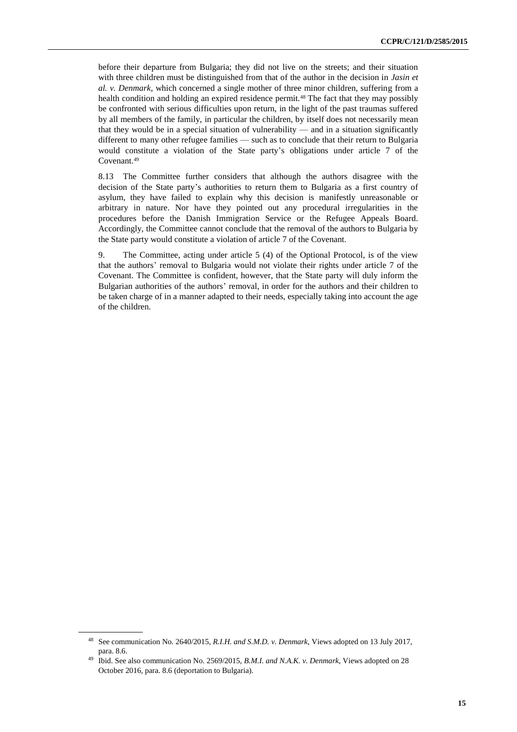before their departure from Bulgaria; they did not live on the streets; and their situation with three children must be distinguished from that of the author in the decision in *Jasin et al. v. Denmark*, which concerned a single mother of three minor children, suffering from a health condition and holding an expired residence permit.[48] The fact that they may possibly be confronted with serious difficulties upon return, in the light of the past traumas suffered by all members of the family, in particular the children, by itself does not necessarily mean that they would be in a special situation of vulnerability — and in a situation significantly different to many other refugee families — such as to conclude that their return to Bulgaria would constitute a violation of the State party's obligations under article 7 of the Covenant.[49]

8.13 The Committee further considers that although the authors disagree with the decision of the State party's authorities to return them to Bulgaria as a first country of asylum, they have failed to explain why this decision is manifestly unreasonable or arbitrary in nature. Nor have they pointed out any procedural irregularities in the procedures before the Danish Immigration Service or the Refugee Appeals Board. Accordingly, the Committee cannot conclude that the removal of the authors to Bulgaria by the State party would constitute a violation of article 7 of the Covenant.

9. The Committee, acting under article 5 (4) of the Optional Protocol, is of the view that the authors' removal to Bulgaria would not violate their rights under article 7 of the Covenant. The Committee is confident, however, that the State party will duly inform the Bulgarian authorities of the authors' removal, in order for the authors and their children to be taken charge of in a manner adapted to their needs, especially taking into account the age of the children.

---

[48] See communication No. 2640/2015, *R.I.H. and S.M.D. v. Denmark*, Views adopted on 13 July 2017, para. 8.6.

[49] Ibid. See also communication No. 2569/2015, *B.M.I. and N.A.K. v. Denmark*, Views adopted on 28 October 2016, para. 8.6 (deportation to Bulgaria).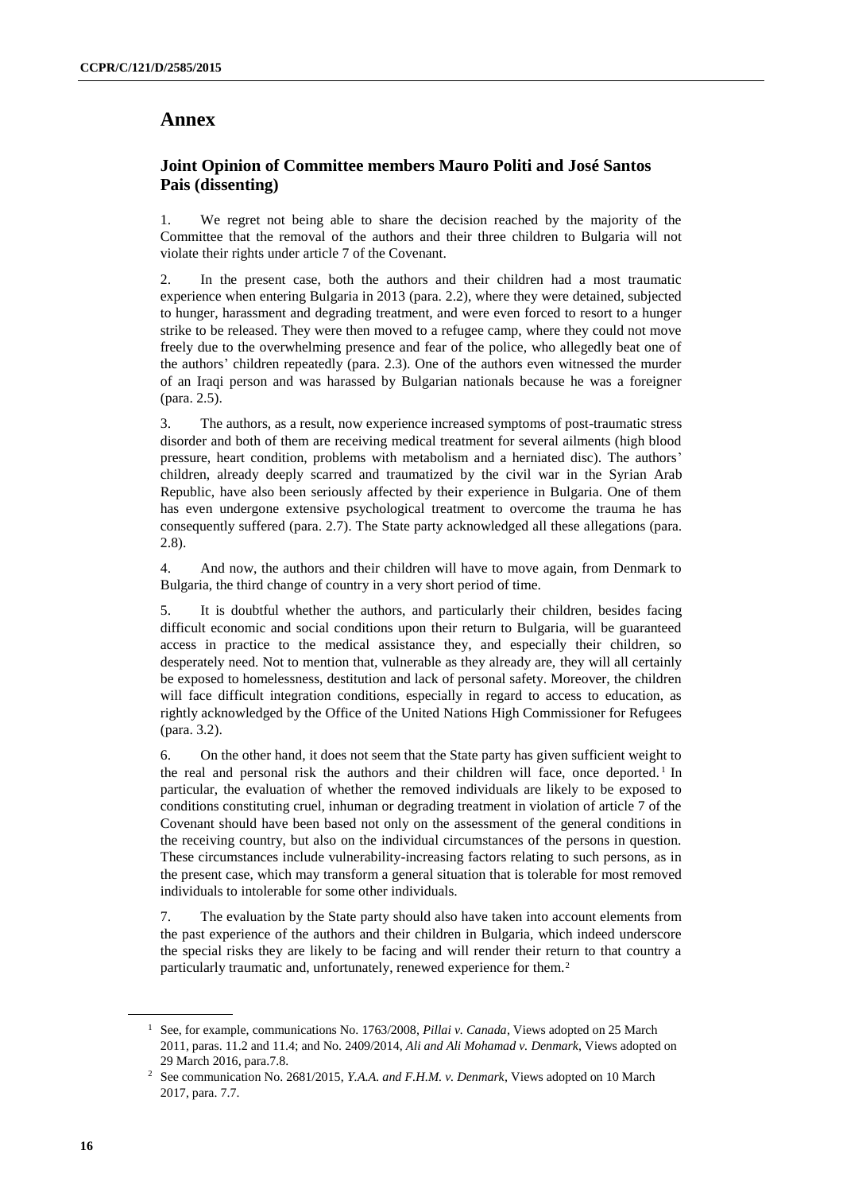# Annex

## Joint Opinion of Committee members Mauro Politi and José Santos Pais (dissenting)

1. We regret not being able to share the decision reached by the majority of the Committee that the removal of the authors and their three children to Bulgaria will not violate their rights under article 7 of the Covenant.

2. In the present case, both the authors and their children had a most traumatic experience when entering Bulgaria in 2013 (para. 2.2), where they were detained, subjected to hunger, harassment and degrading treatment, and were even forced to resort to a hunger strike to be released. They were then moved to a refugee camp, where they could not move freely due to the overwhelming presence and fear of the police, who allegedly beat one of the authors' children repeatedly (para. 2.3). One of the authors even witnessed the murder of an Iraqi person and was harassed by Bulgarian nationals because he was a foreigner (para. 2.5).

3. The authors, as a result, now experience increased symptoms of post-traumatic stress disorder and both of them are receiving medical treatment for several ailments (high blood pressure, heart condition, problems with metabolism and a herniated disc). The authors' children, already deeply scarred and traumatized by the civil war in the Syrian Arab Republic, have also been seriously affected by their experience in Bulgaria. One of them has even undergone extensive psychological treatment to overcome the trauma he has consequently suffered (para. 2.7). The State party acknowledged all these allegations (para. 2.8).

4. And now, the authors and their children will have to move again, from Denmark to Bulgaria, the third change of country in a very short period of time.

5. It is doubtful whether the authors, and particularly their children, besides facing difficult economic and social conditions upon their return to Bulgaria, will be guaranteed access in practice to the medical assistance they, and especially their children, so desperately need. Not to mention that, vulnerable as they already are, they will all certainly be exposed to homelessness, destitution and lack of personal safety. Moreover, the children will face difficult integration conditions, especially in regard to access to education, as rightly acknowledged by the Office of the United Nations High Commissioner for Refugees (para. 3.2).

6. On the other hand, it does not seem that the State party has given sufficient weight to the real and personal risk the authors and their children will face, once deported.[1] In particular, the evaluation of whether the removed individuals are likely to be exposed to conditions constituting cruel, inhuman or degrading treatment in violation of article 7 of the Covenant should have been based not only on the assessment of the general conditions in the receiving country, but also on the individual circumstances of the persons in question. These circumstances include vulnerability-increasing factors relating to such persons, as in the present case, which may transform a general situation that is tolerable for most removed individuals to intolerable for some other individuals.

7. The evaluation by the State party should also have taken into account elements from the past experience of the authors and their children in Bulgaria, which indeed underscore the special risks they are likely to be facing and will render their return to that country a particularly traumatic and, unfortunately, renewed experience for them.[2]

---

[1] See, for example, communications No. 1763/2008, *Pillai v. Canada*, Views adopted on 25 March 2011, paras. 11.2 and 11.4; and No. 2409/2014, *Ali and Ali Mohamad v. Denmark*, Views adopted on 29 March 2016, para.7.8.

[2] See communication No. 2681/2015, *Y.A.A. and F.H.M. v. Denmark*, Views adopted on 10 March 2017, para. 7.7.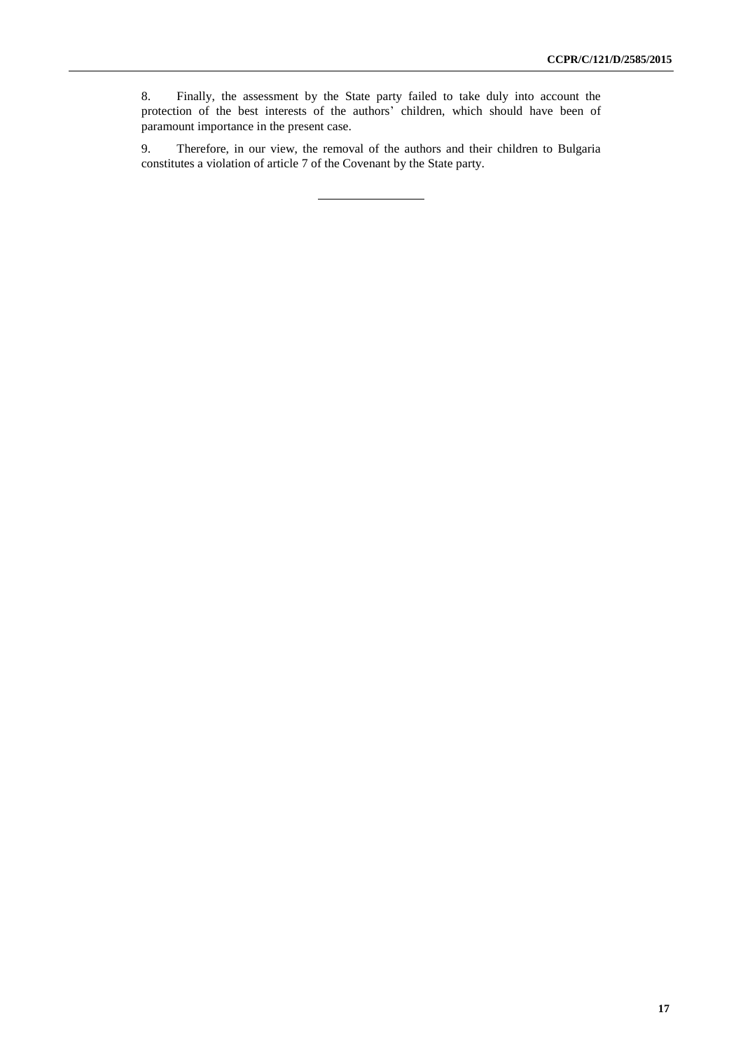8. Finally, the assessment by the State party failed to take duly into account the protection of the best interests of the authors' children, which should have been of paramount importance in the present case.

9. Therefore, in our view, the removal of the authors and their children to Bulgaria constitutes a violation of article 7 of the Covenant by the State party.